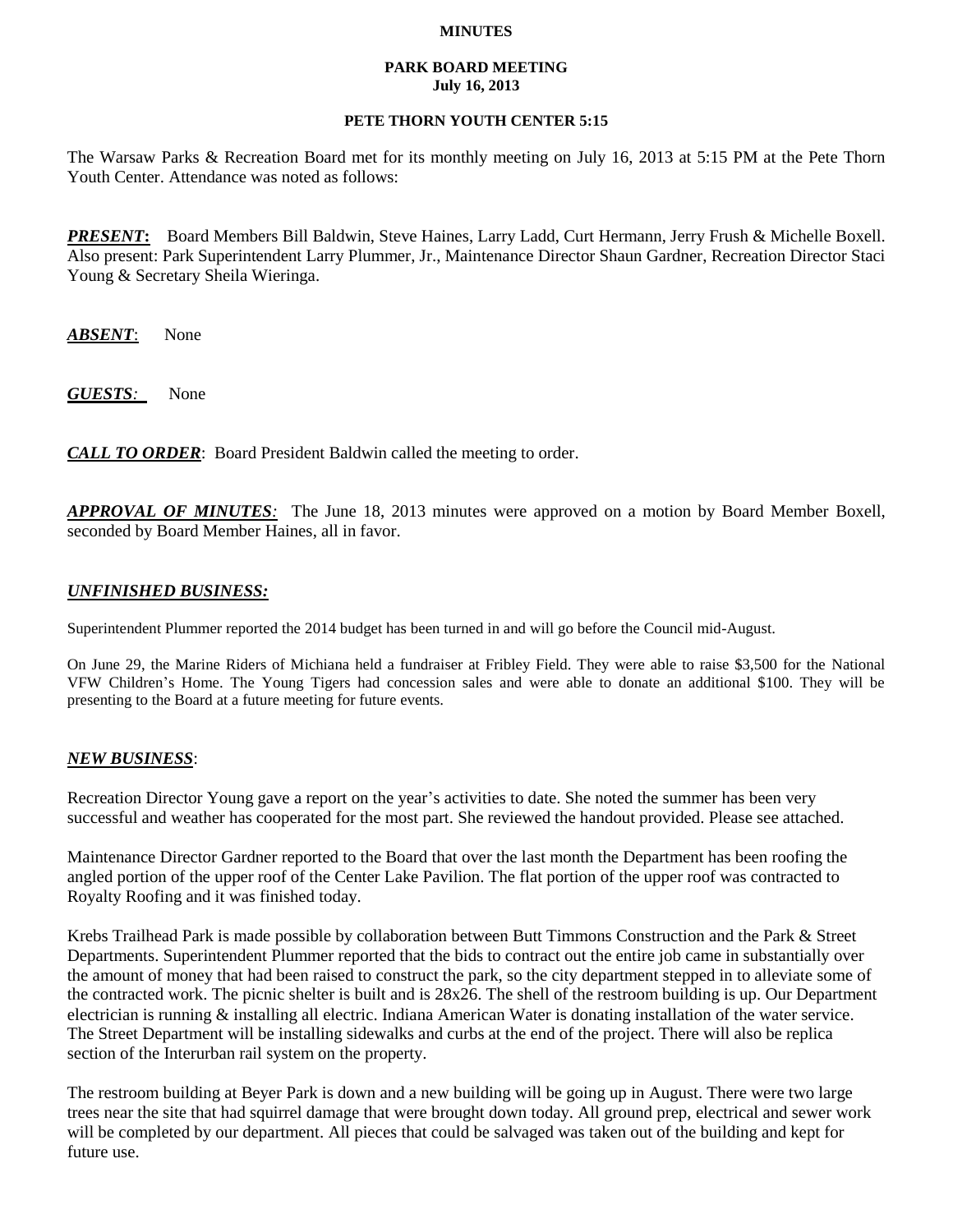**MINUTES**

**PARK BOARD MEETING**
**July 16, 2013**

**PETE THORN YOUTH CENTER 5:15**

The Warsaw Parks & Recreation Board met for its monthly meeting on July 16, 2013 at 5:15 PM at the Pete Thorn Youth Center. Attendance was noted as follows:

***PRESENT*:** Board Members Bill Baldwin, Steve Haines, Larry Ladd, Curt Hermann, Jerry Frush & Michelle Boxell. Also present: Park Superintendent Larry Plummer, Jr., Maintenance Director Shaun Gardner, Recreation Director Staci Young & Secretary Sheila Wieringa.

***ABSENT*:** None

***GUESTS*:** None

***CALL TO ORDER*:** Board President Baldwin called the meeting to order.

***APPROVAL OF MINUTES*:** The June 18, 2013 minutes were approved on a motion by Board Member Boxell, seconded by Board Member Haines, all in favor.

***UNFINISHED BUSINESS:***

Superintendent Plummer reported the 2014 budget has been turned in and will go before the Council mid-August.

On June 29, the Marine Riders of Michiana held a fundraiser at Fribley Field. They were able to raise $3,500 for the National VFW Children's Home. The Young Tigers had concession sales and were able to donate an additional $100. They will be presenting to the Board at a future meeting for future events.

***NEW BUSINESS*:**

Recreation Director Young gave a report on the year's activities to date. She noted the summer has been very successful and weather has cooperated for the most part. She reviewed the handout provided. Please see attached.

Maintenance Director Gardner reported to the Board that over the last month the Department has been roofing the angled portion of the upper roof of the Center Lake Pavilion. The flat portion of the upper roof was contracted to Royalty Roofing and it was finished today.

Krebs Trailhead Park is made possible by collaboration between Butt Timmons Construction and the Park & Street Departments. Superintendent Plummer reported that the bids to contract out the entire job came in substantially over the amount of money that had been raised to construct the park, so the city department stepped in to alleviate some of the contracted work. The picnic shelter is built and is 28x26. The shell of the restroom building is up. Our Department electrician is running & installing all electric. Indiana American Water is donating installation of the water service. The Street Department will be installing sidewalks and curbs at the end of the project. There will also be replica section of the Interurban rail system on the property.

The restroom building at Beyer Park is down and a new building will be going up in August. There were two large trees near the site that had squirrel damage that were brought down today. All ground prep, electrical and sewer work will be completed by our department. All pieces that could be salvaged was taken out of the building and kept for future use.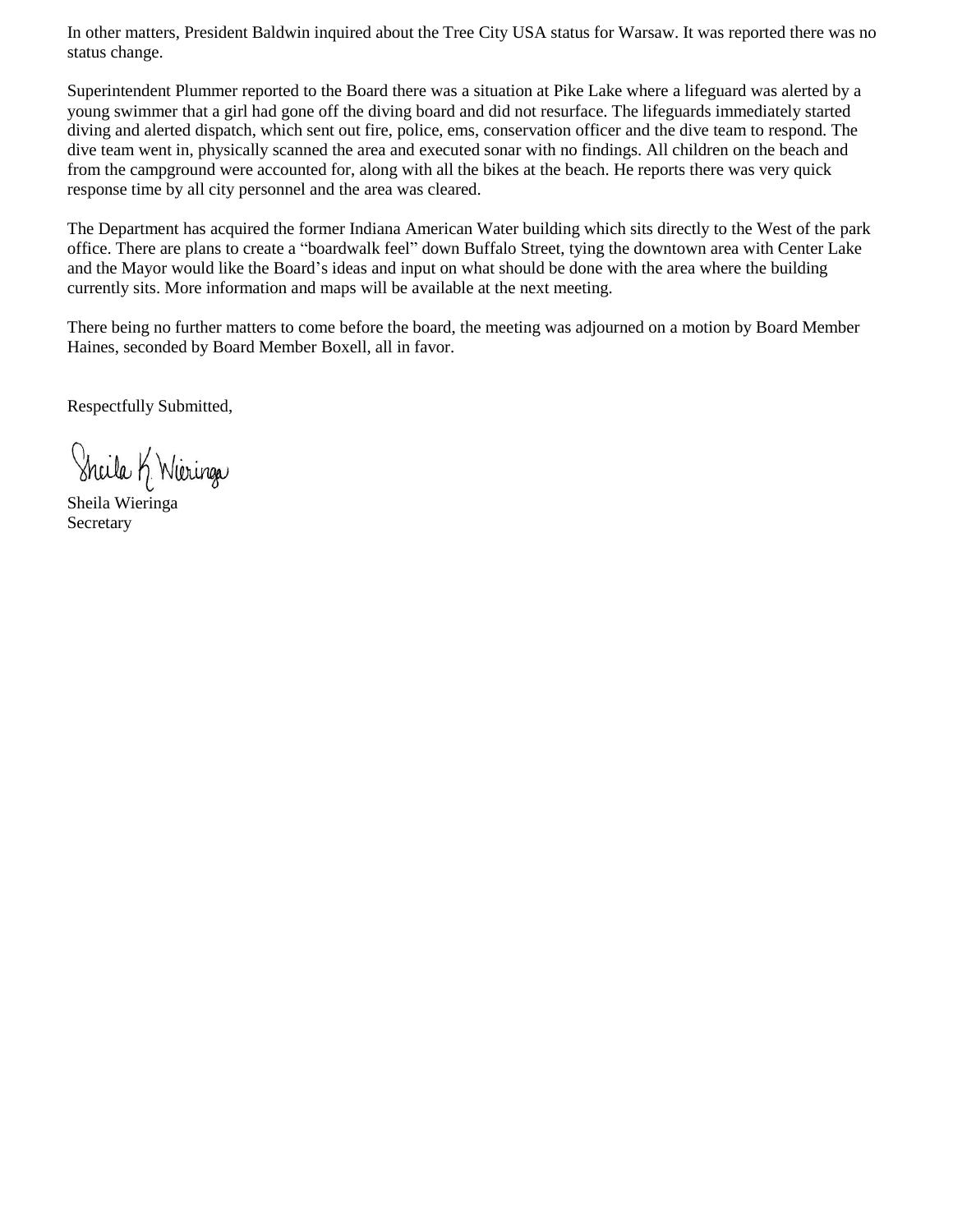In other matters, President Baldwin inquired about the Tree City USA status for Warsaw. It was reported there was no status change.

Superintendent Plummer reported to the Board there was a situation at Pike Lake where a lifeguard was alerted by a young swimmer that a girl had gone off the diving board and did not resurface. The lifeguards immediately started diving and alerted dispatch, which sent out fire, police, ems, conservation officer and the dive team to respond. The dive team went in, physically scanned the area and executed sonar with no findings. All children on the beach and from the campground were accounted for, along with all the bikes at the beach. He reports there was very quick response time by all city personnel and the area was cleared.

The Department has acquired the former Indiana American Water building which sits directly to the West of the park office. There are plans to create a "boardwalk feel" down Buffalo Street, tying the downtown area with Center Lake and the Mayor would like the Board's ideas and input on what should be done with the area where the building currently sits. More information and maps will be available at the next meeting.

There being no further matters to come before the board, the meeting was adjourned on a motion by Board Member Haines, seconded by Board Member Boxell, all in favor.

Respectfully Submitted,

Sheila K. Wieringa

Sheila Wieringa
Secretary